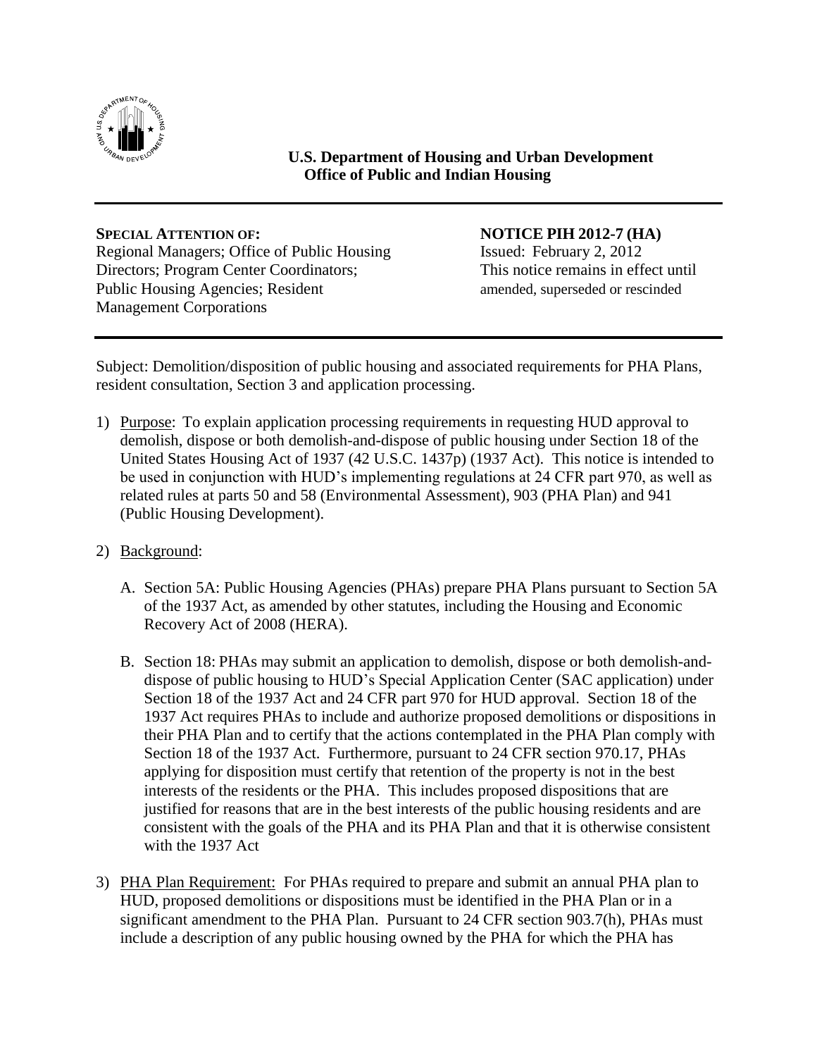**U.S. Department of Housing and Urban Development**
**Office of Public and Indian Housing**

---

**SPECIAL ATTENTION OF:**
Regional Managers; Office of Public Housing Directors; Program Center Coordinators; Public Housing Agencies; Resident Management Corporations

**NOTICE PIH 2012-7 (HA)**
Issued: February 2, 2012
This notice remains in effect until amended, superseded or rescinded

---

Subject: Demolition/disposition of public housing and associated requirements for PHA Plans, resident consultation, Section 3 and application processing.

1) Purpose: To explain application processing requirements in requesting HUD approval to demolish, dispose or both demolish-and-dispose of public housing under Section 18 of the United States Housing Act of 1937 (42 U.S.C. 1437p) (1937 Act). This notice is intended to be used in conjunction with HUD's implementing regulations at 24 CFR part 970, as well as related rules at parts 50 and 58 (Environmental Assessment), 903 (PHA Plan) and 941 (Public Housing Development).

2) Background:

   A. Section 5A: Public Housing Agencies (PHAs) prepare PHA Plans pursuant to Section 5A of the 1937 Act, as amended by other statutes, including the Housing and Economic Recovery Act of 2008 (HERA).

   B. Section 18: PHAs may submit an application to demolish, dispose or both demolish-and-dispose of public housing to HUD's Special Application Center (SAC application) under Section 18 of the 1937 Act and 24 CFR part 970 for HUD approval. Section 18 of the 1937 Act requires PHAs to include and authorize proposed demolitions or dispositions in their PHA Plan and to certify that the actions contemplated in the PHA Plan comply with Section 18 of the 1937 Act. Furthermore, pursuant to 24 CFR section 970.17, PHAs applying for disposition must certify that retention of the property is not in the best interests of the residents or the PHA. This includes proposed dispositions that are justified for reasons that are in the best interests of the public housing residents and are consistent with the goals of the PHA and its PHA Plan and that it is otherwise consistent with the 1937 Act

3) PHA Plan Requirement: For PHAs required to prepare and submit an annual PHA plan to HUD, proposed demolitions or dispositions must be identified in the PHA Plan or in a significant amendment to the PHA Plan. Pursuant to 24 CFR section 903.7(h), PHAs must include a description of any public housing owned by the PHA for which the PHA has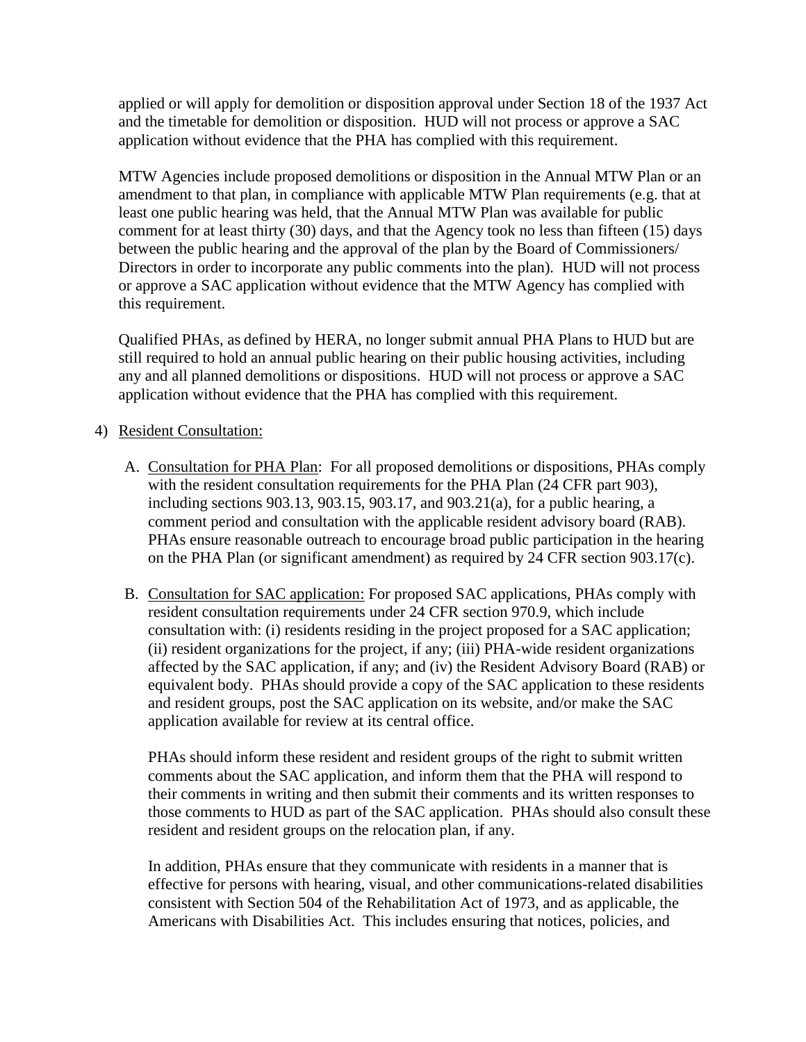applied or will apply for demolition or disposition approval under Section 18 of the 1937 Act and the timetable for demolition or disposition. HUD will not process or approve a SAC application without evidence that the PHA has complied with this requirement.

MTW Agencies include proposed demolitions or disposition in the Annual MTW Plan or an amendment to that plan, in compliance with applicable MTW Plan requirements (e.g. that at least one public hearing was held, that the Annual MTW Plan was available for public comment for at least thirty (30) days, and that the Agency took no less than fifteen (15) days between the public hearing and the approval of the plan by the Board of Commissioners/ Directors in order to incorporate any public comments into the plan). HUD will not process or approve a SAC application without evidence that the MTW Agency has complied with this requirement.

Qualified PHAs, as defined by HERA, no longer submit annual PHA Plans to HUD but are still required to hold an annual public hearing on their public housing activities, including any and all planned demolitions or dispositions. HUD will not process or approve a SAC application without evidence that the PHA has complied with this requirement.

4) Resident Consultation:

   A. Consultation for PHA Plan: For all proposed demolitions or dispositions, PHAs comply with the resident consultation requirements for the PHA Plan (24 CFR part 903), including sections 903.13, 903.15, 903.17, and 903.21(a), for a public hearing, a comment period and consultation with the applicable resident advisory board (RAB). PHAs ensure reasonable outreach to encourage broad public participation in the hearing on the PHA Plan (or significant amendment) as required by 24 CFR section 903.17(c).

   B. Consultation for SAC application: For proposed SAC applications, PHAs comply with resident consultation requirements under 24 CFR section 970.9, which include consultation with: (i) residents residing in the project proposed for a SAC application; (ii) resident organizations for the project, if any; (iii) PHA-wide resident organizations affected by the SAC application, if any; and (iv) the Resident Advisory Board (RAB) or equivalent body. PHAs should provide a copy of the SAC application to these residents and resident groups, post the SAC application on its website, and/or make the SAC application available for review at its central office.

   PHAs should inform these resident and resident groups of the right to submit written comments about the SAC application, and inform them that the PHA will respond to their comments in writing and then submit their comments and its written responses to those comments to HUD as part of the SAC application. PHAs should also consult these resident and resident groups on the relocation plan, if any.

   In addition, PHAs ensure that they communicate with residents in a manner that is effective for persons with hearing, visual, and other communications-related disabilities consistent with Section 504 of the Rehabilitation Act of 1973, and as applicable, the Americans with Disabilities Act. This includes ensuring that notices, policies, and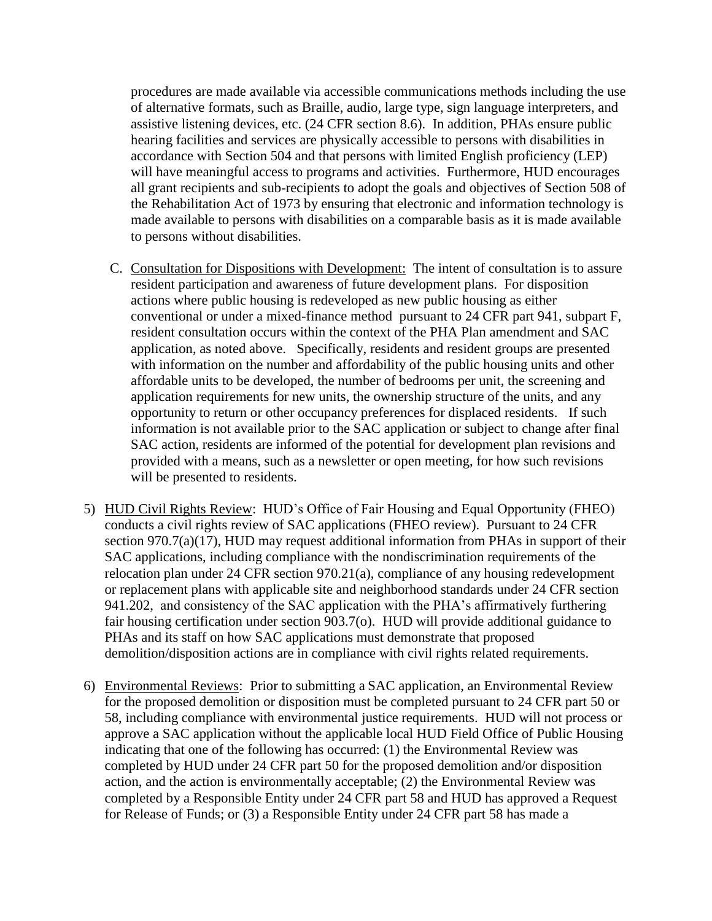procedures are made available via accessible communications methods including the use of alternative formats, such as Braille, audio, large type, sign language interpreters, and assistive listening devices, etc. (24 CFR section 8.6). In addition, PHAs ensure public hearing facilities and services are physically accessible to persons with disabilities in accordance with Section 504 and that persons with limited English proficiency (LEP) will have meaningful access to programs and activities. Furthermore, HUD encourages all grant recipients and sub-recipients to adopt the goals and objectives of Section 508 of the Rehabilitation Act of 1973 by ensuring that electronic and information technology is made available to persons with disabilities on a comparable basis as it is made available to persons without disabilities.

C. Consultation for Dispositions with Development: The intent of consultation is to assure resident participation and awareness of future development plans. For disposition actions where public housing is redeveloped as new public housing as either conventional or under a mixed-finance method pursuant to 24 CFR part 941, subpart F, resident consultation occurs within the context of the PHA Plan amendment and SAC application, as noted above. Specifically, residents and resident groups are presented with information on the number and affordability of the public housing units and other affordable units to be developed, the number of bedrooms per unit, the screening and application requirements for new units, the ownership structure of the units, and any opportunity to return or other occupancy preferences for displaced residents. If such information is not available prior to the SAC application or subject to change after final SAC action, residents are informed of the potential for development plan revisions and provided with a means, such as a newsletter or open meeting, for how such revisions will be presented to residents.

5) HUD Civil Rights Review: HUD's Office of Fair Housing and Equal Opportunity (FHEO) conducts a civil rights review of SAC applications (FHEO review). Pursuant to 24 CFR section 970.7(a)(17), HUD may request additional information from PHAs in support of their SAC applications, including compliance with the nondiscrimination requirements of the relocation plan under 24 CFR section 970.21(a), compliance of any housing redevelopment or replacement plans with applicable site and neighborhood standards under 24 CFR section 941.202, and consistency of the SAC application with the PHA's affirmatively furthering fair housing certification under section 903.7(o). HUD will provide additional guidance to PHAs and its staff on how SAC applications must demonstrate that proposed demolition/disposition actions are in compliance with civil rights related requirements.

6) Environmental Reviews: Prior to submitting a SAC application, an Environmental Review for the proposed demolition or disposition must be completed pursuant to 24 CFR part 50 or 58, including compliance with environmental justice requirements. HUD will not process or approve a SAC application without the applicable local HUD Field Office of Public Housing indicating that one of the following has occurred: (1) the Environmental Review was completed by HUD under 24 CFR part 50 for the proposed demolition and/or disposition action, and the action is environmentally acceptable; (2) the Environmental Review was completed by a Responsible Entity under 24 CFR part 58 and HUD has approved a Request for Release of Funds; or (3) a Responsible Entity under 24 CFR part 58 has made a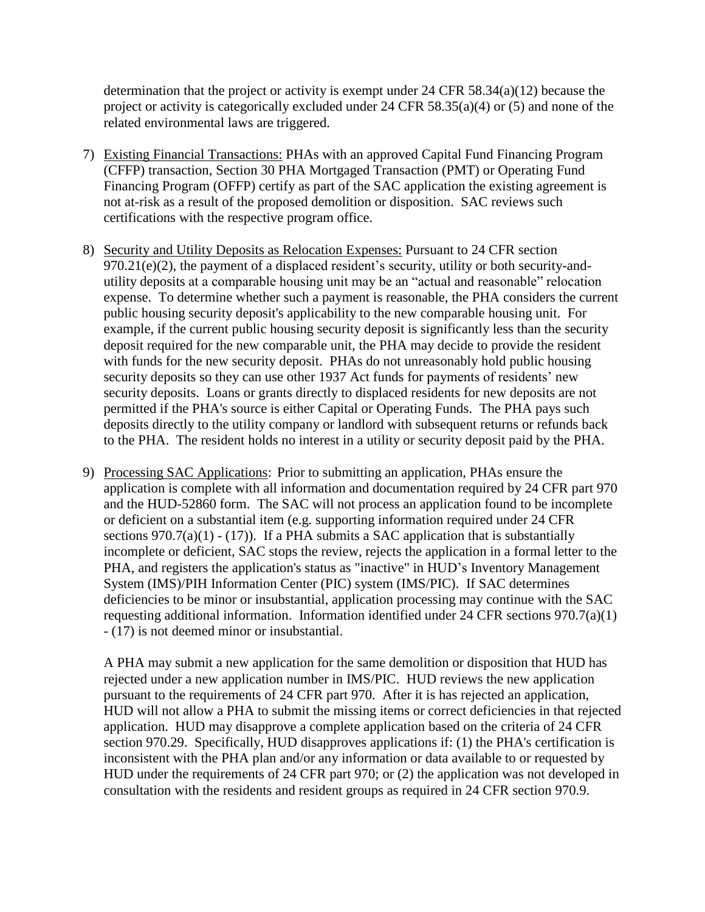determination that the project or activity is exempt under 24 CFR 58.34(a)(12) because the project or activity is categorically excluded under 24 CFR 58.35(a)(4) or (5) and none of the related environmental laws are triggered.

7) Existing Financial Transactions: PHAs with an approved Capital Fund Financing Program (CFFP) transaction, Section 30 PHA Mortgaged Transaction (PMT) or Operating Fund Financing Program (OFFP) certify as part of the SAC application the existing agreement is not at-risk as a result of the proposed demolition or disposition. SAC reviews such certifications with the respective program office.

8) Security and Utility Deposits as Relocation Expenses: Pursuant to 24 CFR section 970.21(e)(2), the payment of a displaced resident's security, utility or both security-and-utility deposits at a comparable housing unit may be an "actual and reasonable" relocation expense. To determine whether such a payment is reasonable, the PHA considers the current public housing security deposit's applicability to the new comparable housing unit. For example, if the current public housing security deposit is significantly less than the security deposit required for the new comparable unit, the PHA may decide to provide the resident with funds for the new security deposit. PHAs do not unreasonably hold public housing security deposits so they can use other 1937 Act funds for payments of residents' new security deposits. Loans or grants directly to displaced residents for new deposits are not permitted if the PHA's source is either Capital or Operating Funds. The PHA pays such deposits directly to the utility company or landlord with subsequent returns or refunds back to the PHA. The resident holds no interest in a utility or security deposit paid by the PHA.

9) Processing SAC Applications: Prior to submitting an application, PHAs ensure the application is complete with all information and documentation required by 24 CFR part 970 and the HUD-52860 form. The SAC will not process an application found to be incomplete or deficient on a substantial item (e.g. supporting information required under 24 CFR sections 970.7(a)(1) - (17)). If a PHA submits a SAC application that is substantially incomplete or deficient, SAC stops the review, rejects the application in a formal letter to the PHA, and registers the application's status as "inactive" in HUD's Inventory Management System (IMS)/PIH Information Center (PIC) system (IMS/PIC). If SAC determines deficiencies to be minor or insubstantial, application processing may continue with the SAC requesting additional information. Information identified under 24 CFR sections 970.7(a)(1) - (17) is not deemed minor or insubstantial.

   A PHA may submit a new application for the same demolition or disposition that HUD has rejected under a new application number in IMS/PIC. HUD reviews the new application pursuant to the requirements of 24 CFR part 970. After it is has rejected an application, HUD will not allow a PHA to submit the missing items or correct deficiencies in that rejected application. HUD may disapprove a complete application based on the criteria of 24 CFR section 970.29. Specifically, HUD disapproves applications if: (1) the PHA's certification is inconsistent with the PHA plan and/or any information or data available to or requested by HUD under the requirements of 24 CFR part 970; or (2) the application was not developed in consultation with the residents and resident groups as required in 24 CFR section 970.9.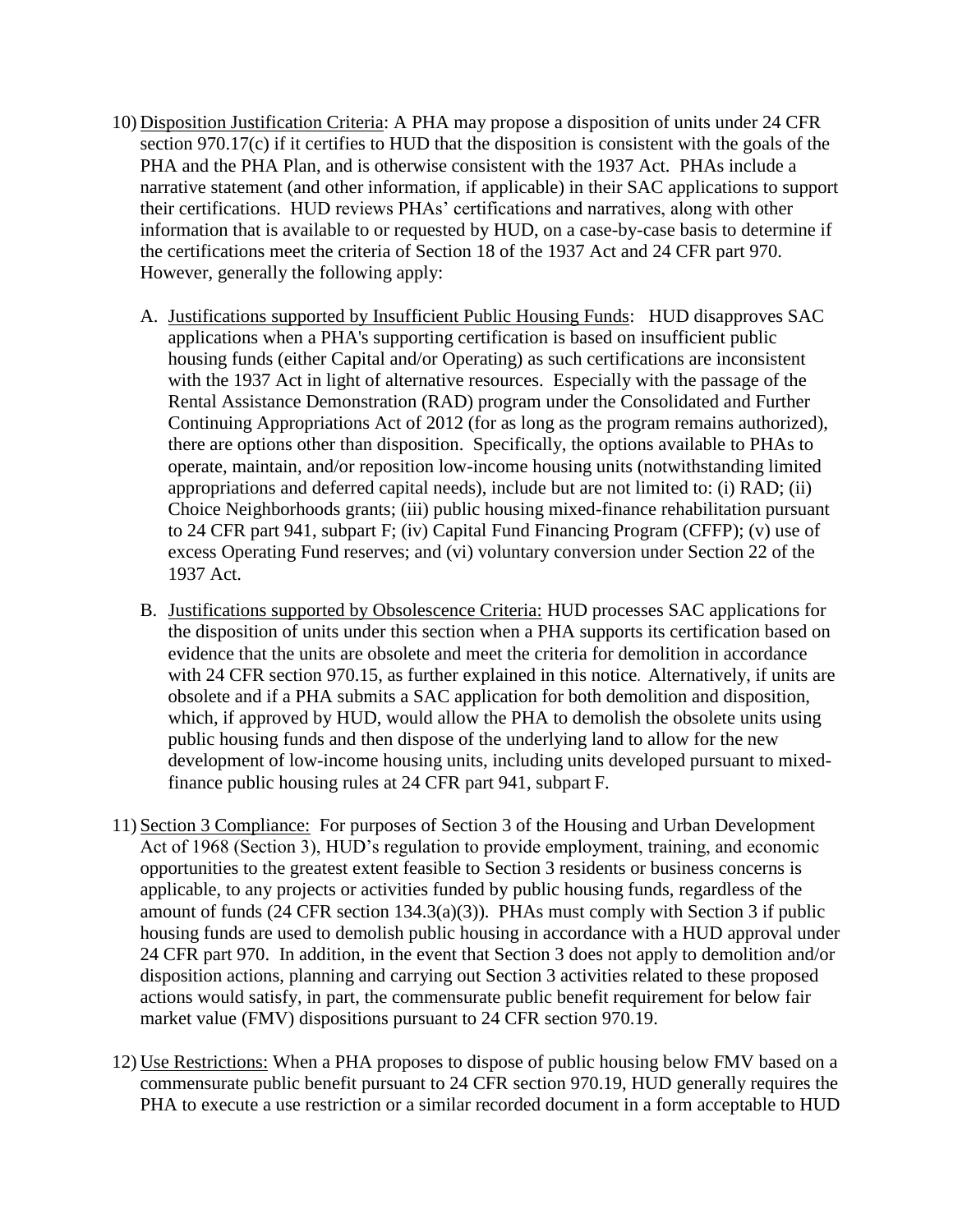10) <u>Disposition Justification Criteria</u>: A PHA may propose a disposition of units under 24 CFR section 970.17(c) if it certifies to HUD that the disposition is consistent with the goals of the PHA and the PHA Plan, and is otherwise consistent with the 1937 Act. PHAs include a narrative statement (and other information, if applicable) in their SAC applications to support their certifications. HUD reviews PHAs' certifications and narratives, along with other information that is available to or requested by HUD, on a case-by-case basis to determine if the certifications meet the criteria of Section 18 of the 1937 Act and 24 CFR part 970. However, generally the following apply:

   A. <u>Justifications supported by Insufficient Public Housing Funds</u>: HUD disapproves SAC applications when a PHA's supporting certification is based on insufficient public housing funds (either Capital and/or Operating) as such certifications are inconsistent with the 1937 Act in light of alternative resources. Especially with the passage of the Rental Assistance Demonstration (RAD) program under the Consolidated and Further Continuing Appropriations Act of 2012 (for as long as the program remains authorized), there are options other than disposition. Specifically, the options available to PHAs to operate, maintain, and/or reposition low-income housing units (notwithstanding limited appropriations and deferred capital needs), include but are not limited to: (i) RAD; (ii) Choice Neighborhoods grants; (iii) public housing mixed-finance rehabilitation pursuant to 24 CFR part 941, subpart F; (iv) Capital Fund Financing Program (CFFP); (v) use of excess Operating Fund reserves; and (vi) voluntary conversion under Section 22 of the 1937 Act.

   B. <u>Justifications supported by Obsolescence Criteria:</u> HUD processes SAC applications for the disposition of units under this section when a PHA supports its certification based on evidence that the units are obsolete and meet the criteria for demolition in accordance with 24 CFR section 970.15, as further explained in this notice. Alternatively, if units are obsolete and if a PHA submits a SAC application for both demolition and disposition, which, if approved by HUD, would allow the PHA to demolish the obsolete units using public housing funds and then dispose of the underlying land to allow for the new development of low-income housing units, including units developed pursuant to mixed-finance public housing rules at 24 CFR part 941, subpart F.

11) <u>Section 3 Compliance:</u> For purposes of Section 3 of the Housing and Urban Development Act of 1968 (Section 3), HUD's regulation to provide employment, training, and economic opportunities to the greatest extent feasible to Section 3 residents or business concerns is applicable, to any projects or activities funded by public housing funds, regardless of the amount of funds (24 CFR section 134.3(a)(3)). PHAs must comply with Section 3 if public housing funds are used to demolish public housing in accordance with a HUD approval under 24 CFR part 970. In addition, in the event that Section 3 does not apply to demolition and/or disposition actions, planning and carrying out Section 3 activities related to these proposed actions would satisfy, in part, the commensurate public benefit requirement for below fair market value (FMV) dispositions pursuant to 24 CFR section 970.19.

12) <u>Use Restrictions:</u> When a PHA proposes to dispose of public housing below FMV based on a commensurate public benefit pursuant to 24 CFR section 970.19, HUD generally requires the PHA to execute a use restriction or a similar recorded document in a form acceptable to HUD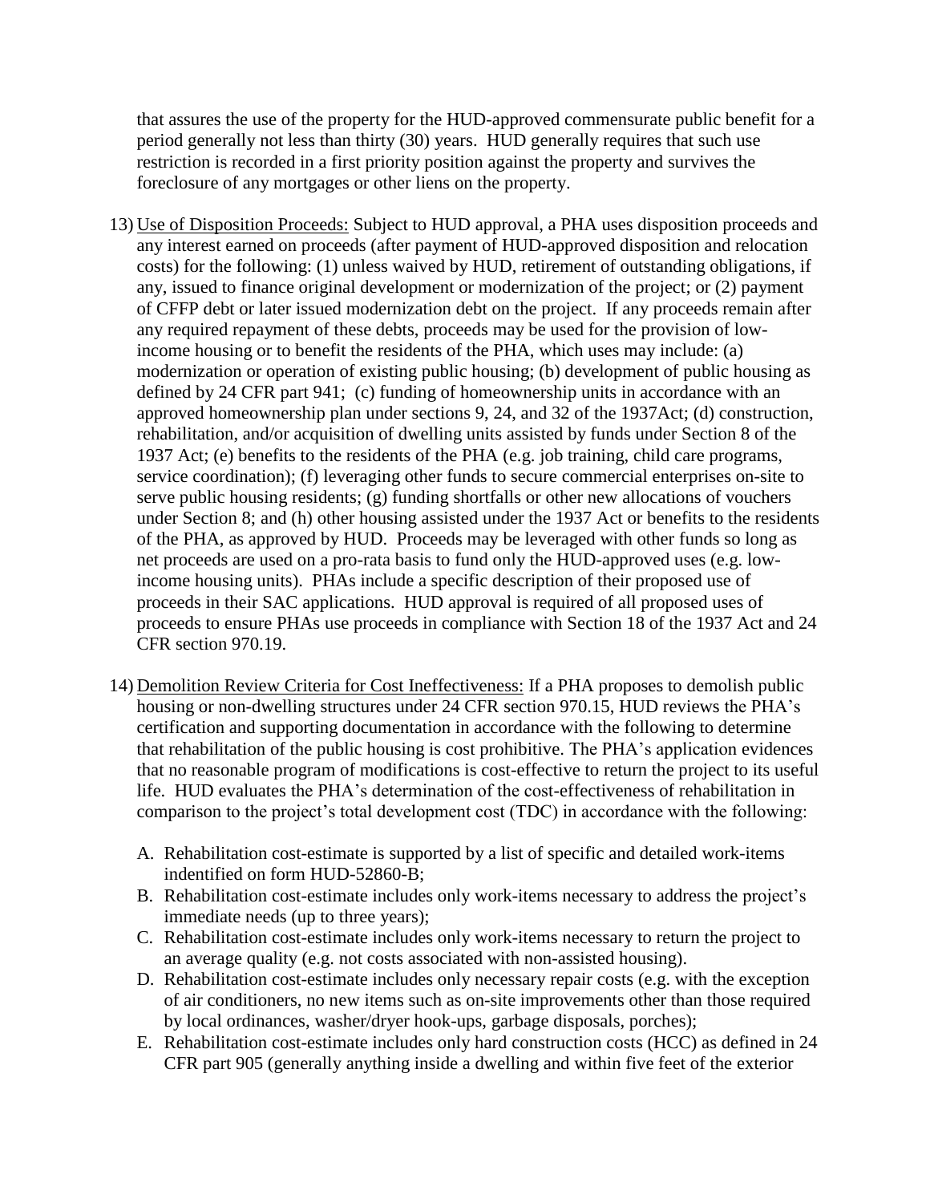that assures the use of the property for the HUD-approved commensurate public benefit for a period generally not less than thirty (30) years. HUD generally requires that such use restriction is recorded in a first priority position against the property and survives the foreclosure of any mortgages or other liens on the property.

13) Use of Disposition Proceeds: Subject to HUD approval, a PHA uses disposition proceeds and any interest earned on proceeds (after payment of HUD-approved disposition and relocation costs) for the following: (1) unless waived by HUD, retirement of outstanding obligations, if any, issued to finance original development or modernization of the project; or (2) payment of CFFP debt or later issued modernization debt on the project. If any proceeds remain after any required repayment of these debts, proceeds may be used for the provision of low-income housing or to benefit the residents of the PHA, which uses may include: (a) modernization or operation of existing public housing; (b) development of public housing as defined by 24 CFR part 941; (c) funding of homeownership units in accordance with an approved homeownership plan under sections 9, 24, and 32 of the 1937Act; (d) construction, rehabilitation, and/or acquisition of dwelling units assisted by funds under Section 8 of the 1937 Act; (e) benefits to the residents of the PHA (e.g. job training, child care programs, service coordination); (f) leveraging other funds to secure commercial enterprises on-site to serve public housing residents; (g) funding shortfalls or other new allocations of vouchers under Section 8; and (h) other housing assisted under the 1937 Act or benefits to the residents of the PHA, as approved by HUD. Proceeds may be leveraged with other funds so long as net proceeds are used on a pro-rata basis to fund only the HUD-approved uses (e.g. low-income housing units). PHAs include a specific description of their proposed use of proceeds in their SAC applications. HUD approval is required of all proposed uses of proceeds to ensure PHAs use proceeds in compliance with Section 18 of the 1937 Act and 24 CFR section 970.19.

14) Demolition Review Criteria for Cost Ineffectiveness: If a PHA proposes to demolish public housing or non-dwelling structures under 24 CFR section 970.15, HUD reviews the PHA's certification and supporting documentation in accordance with the following to determine that rehabilitation of the public housing is cost prohibitive. The PHA's application evidences that no reasonable program of modifications is cost-effective to return the project to its useful life. HUD evaluates the PHA's determination of the cost-effectiveness of rehabilitation in comparison to the project's total development cost (TDC) in accordance with the following:

   A. Rehabilitation cost-estimate is supported by a list of specific and detailed work-items indentified on form HUD-52860-B;
   B. Rehabilitation cost-estimate includes only work-items necessary to address the project's immediate needs (up to three years);
   C. Rehabilitation cost-estimate includes only work-items necessary to return the project to an average quality (e.g. not costs associated with non-assisted housing).
   D. Rehabilitation cost-estimate includes only necessary repair costs (e.g. with the exception of air conditioners, no new items such as on-site improvements other than those required by local ordinances, washer/dryer hook-ups, garbage disposals, porches);
   E. Rehabilitation cost-estimate includes only hard construction costs (HCC) as defined in 24 CFR part 905 (generally anything inside a dwelling and within five feet of the exterior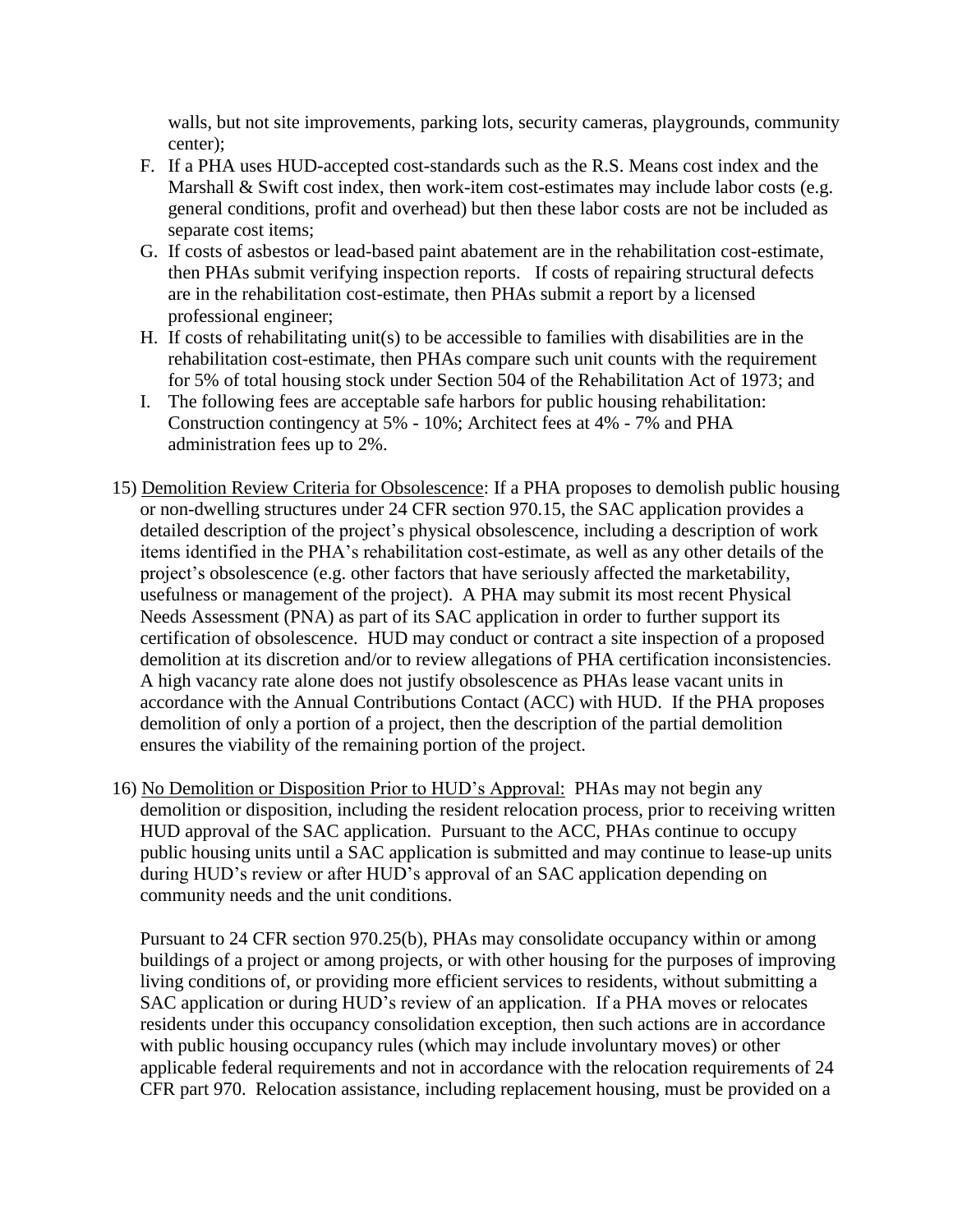walls, but not site improvements, parking lots, security cameras, playgrounds, community center);

F. If a PHA uses HUD-accepted cost-standards such as the R.S. Means cost index and the Marshall & Swift cost index, then work-item cost-estimates may include labor costs (e.g. general conditions, profit and overhead) but then these labor costs are not be included as separate cost items;

G. If costs of asbestos or lead-based paint abatement are in the rehabilitation cost-estimate, then PHAs submit verifying inspection reports. If costs of repairing structural defects are in the rehabilitation cost-estimate, then PHAs submit a report by a licensed professional engineer;

H. If costs of rehabilitating unit(s) to be accessible to families with disabilities are in the rehabilitation cost-estimate, then PHAs compare such unit counts with the requirement for 5% of total housing stock under Section 504 of the Rehabilitation Act of 1973; and

I. The following fees are acceptable safe harbors for public housing rehabilitation: Construction contingency at 5% - 10%; Architect fees at 4% - 7% and PHA administration fees up to 2%.

15) <u>Demolition Review Criteria for Obsolescence</u>: If a PHA proposes to demolish public housing or non-dwelling structures under 24 CFR section 970.15, the SAC application provides a detailed description of the project's physical obsolescence, including a description of work items identified in the PHA's rehabilitation cost-estimate, as well as any other details of the project's obsolescence (e.g. other factors that have seriously affected the marketability, usefulness or management of the project). A PHA may submit its most recent Physical Needs Assessment (PNA) as part of its SAC application in order to further support its certification of obsolescence. HUD may conduct or contract a site inspection of a proposed demolition at its discretion and/or to review allegations of PHA certification inconsistencies. A high vacancy rate alone does not justify obsolescence as PHAs lease vacant units in accordance with the Annual Contributions Contact (ACC) with HUD. If the PHA proposes demolition of only a portion of a project, then the description of the partial demolition ensures the viability of the remaining portion of the project.

16) <u>No Demolition or Disposition Prior to HUD's Approval:</u> PHAs may not begin any demolition or disposition, including the resident relocation process, prior to receiving written HUD approval of the SAC application. Pursuant to the ACC, PHAs continue to occupy public housing units until a SAC application is submitted and may continue to lease-up units during HUD's review or after HUD's approval of an SAC application depending on community needs and the unit conditions.

Pursuant to 24 CFR section 970.25(b), PHAs may consolidate occupancy within or among buildings of a project or among projects, or with other housing for the purposes of improving living conditions of, or providing more efficient services to residents, without submitting a SAC application or during HUD's review of an application. If a PHA moves or relocates residents under this occupancy consolidation exception, then such actions are in accordance with public housing occupancy rules (which may include involuntary moves) or other applicable federal requirements and not in accordance with the relocation requirements of 24 CFR part 970. Relocation assistance, including replacement housing, must be provided on a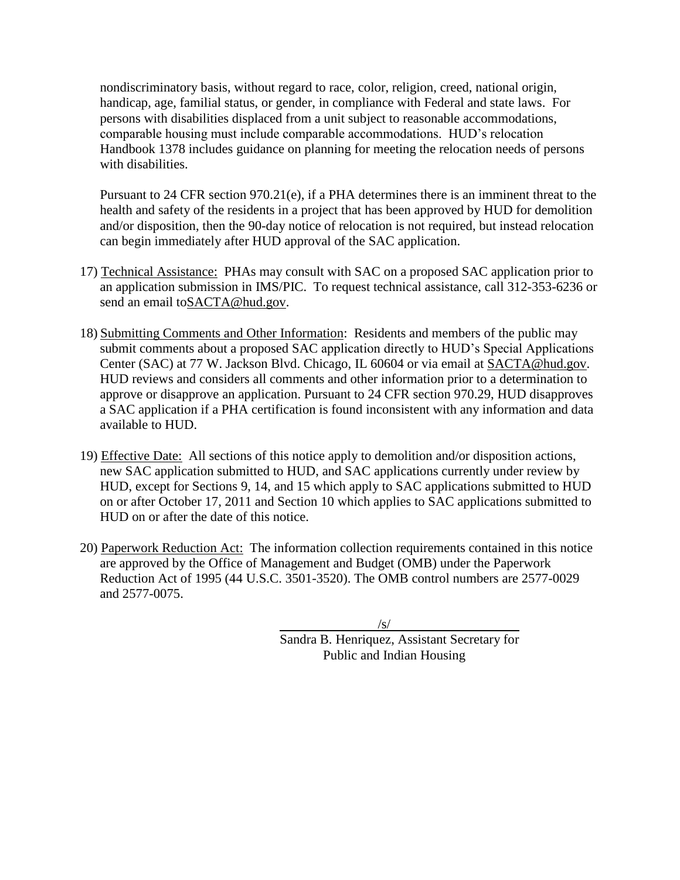nondiscriminatory basis, without regard to race, color, religion, creed, national origin, handicap, age, familial status, or gender, in compliance with Federal and state laws. For persons with disabilities displaced from a unit subject to reasonable accommodations, comparable housing must include comparable accommodations. HUD's relocation Handbook 1378 includes guidance on planning for meeting the relocation needs of persons with disabilities.

Pursuant to 24 CFR section 970.21(e), if a PHA determines there is an imminent threat to the health and safety of the residents in a project that has been approved by HUD for demolition and/or disposition, then the 90-day notice of relocation is not required, but instead relocation can begin immediately after HUD approval of the SAC application.

17) Technical Assistance: PHAs may consult with SAC on a proposed SAC application prior to an application submission in IMS/PIC. To request technical assistance, call 312-353-6236 or send an email toSACTA@hud.gov.

18) Submitting Comments and Other Information: Residents and members of the public may submit comments about a proposed SAC application directly to HUD's Special Applications Center (SAC) at 77 W. Jackson Blvd. Chicago, IL 60604 or via email at SACTA@hud.gov. HUD reviews and considers all comments and other information prior to a determination to approve or disapprove an application. Pursuant to 24 CFR section 970.29, HUD disapproves a SAC application if a PHA certification is found inconsistent with any information and data available to HUD.

19) Effective Date: All sections of this notice apply to demolition and/or disposition actions, new SAC application submitted to HUD, and SAC applications currently under review by HUD, except for Sections 9, 14, and 15 which apply to SAC applications submitted to HUD on or after October 17, 2011 and Section 10 which applies to SAC applications submitted to HUD on or after the date of this notice.

20) Paperwork Reduction Act: The information collection requirements contained in this notice are approved by the Office of Management and Budget (OMB) under the Paperwork Reduction Act of 1995 (44 U.S.C. 3501-3520). The OMB control numbers are 2577-0029 and 2577-0075.

/s/

Sandra B. Henriquez, Assistant Secretary for Public and Indian Housing